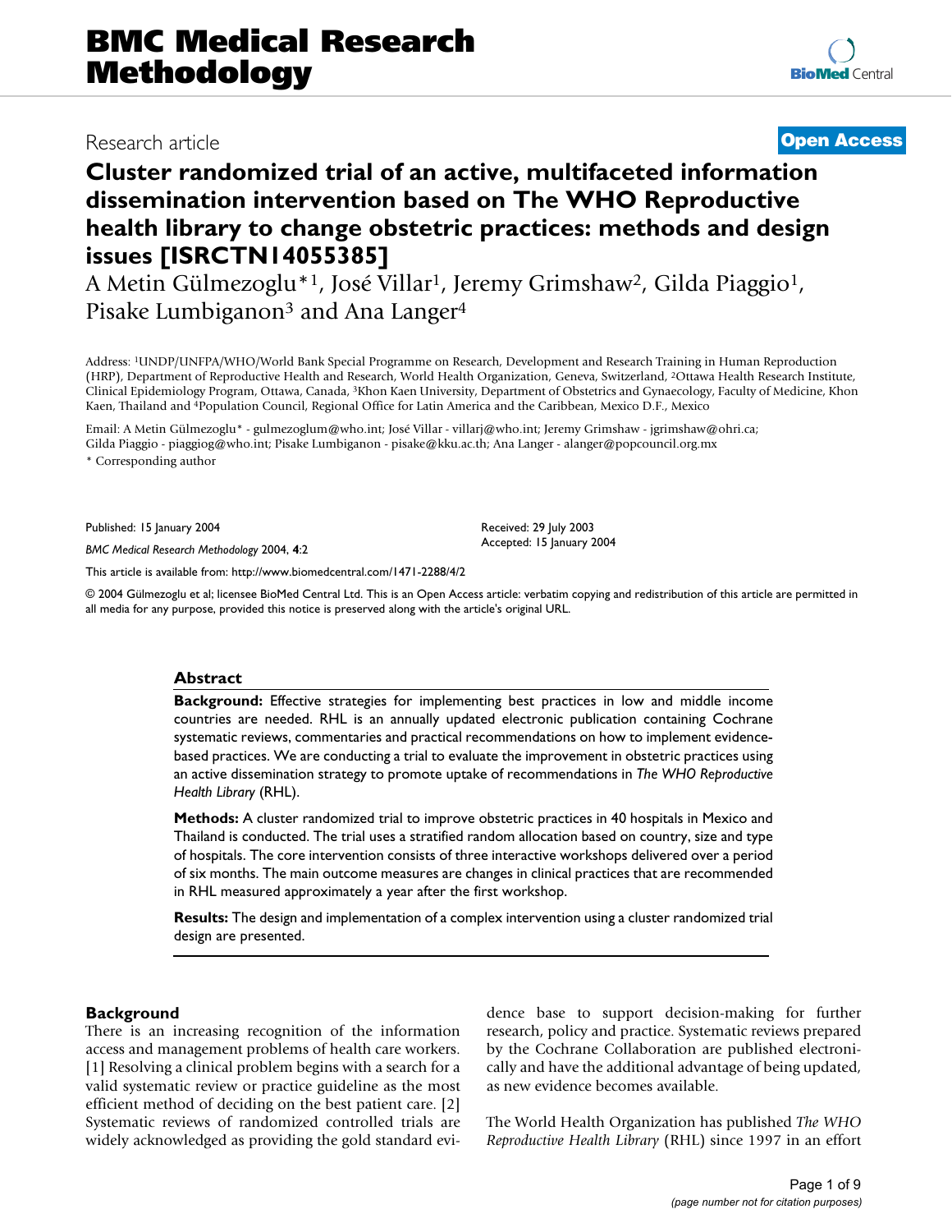BMC Medical Research Methodology

Research article

Open Access

# Cluster randomized trial of an active, multifaceted information dissemination intervention based on The WHO Reproductive health library to change obstetric practices: methods and design issues [ISRCTN14055385]

A Metin Gülmezoglu*[1], José Villar[1], Jeremy Grimshaw[2], Gilda Piaggio[1], Pisake Lumbiganon[3] and Ana Langer[4]

Address: [1]UNDP/UNFPA/WHO/World Bank Special Programme on Research, Development and Research Training in Human Reproduction (HRP), Department of Reproductive Health and Research, World Health Organization, Geneva, Switzerland, [2]Ottawa Health Research Institute, Clinical Epidemiology Program, Ottawa, Canada, [3]Khon Kaen University, Department of Obstetrics and Gynaecology, Faculty of Medicine, Khon Kaen, Thailand and [4]Population Council, Regional Office for Latin America and the Caribbean, Mexico D.F., Mexico

Email: A Metin Gülmezoglu* - gulmezoglum@who.int; José Villar - villarj@who.int; Jeremy Grimshaw - jgrimshaw@ohri.ca; Gilda Piaggio - piaggiog@who.int; Pisake Lumbiganon - pisake@kku.ac.th; Ana Langer - alanger@popcouncil.org.mx

* Corresponding author

Published: 15 January 2004

*BMC Medical Research Methodology* 2004, **4**:2

Received: 29 July 2003
Accepted: 15 January 2004

This article is available from: http://www.biomedcentral.com/1471-2288/4/2

© 2004 Gülmezoglu et al; licensee BioMed Central Ltd. This is an Open Access article: verbatim copying and redistribution of this article are permitted in all media for any purpose, provided this notice is preserved along with the article's original URL.

## Abstract

**Background:** Effective strategies for implementing best practices in low and middle income countries are needed. RHL is an annually updated electronic publication containing Cochrane systematic reviews, commentaries and practical recommendations on how to implement evidence-based practices. We are conducting a trial to evaluate the improvement in obstetric practices using an active dissemination strategy to promote uptake of recommendations in *The WHO Reproductive Health Library* (RHL).

**Methods:** A cluster randomized trial to improve obstetric practices in 40 hospitals in Mexico and Thailand is conducted. The trial uses a stratified random allocation based on country, size and type of hospitals. The core intervention consists of three interactive workshops delivered over a period of six months. The main outcome measures are changes in clinical practices that are recommended in RHL measured approximately a year after the first workshop.

**Results:** The design and implementation of a complex intervention using a cluster randomized trial design are presented.

## Background

There is an increasing recognition of the information access and management problems of health care workers. [1] Resolving a clinical problem begins with a search for a valid systematic review or practice guideline as the most efficient method of deciding on the best patient care. [2] Systematic reviews of randomized controlled trials are widely acknowledged as providing the gold standard evidence base to support decision-making for further research, policy and practice. Systematic reviews prepared by the Cochrane Collaboration are published electronically and have the additional advantage of being updated, as new evidence becomes available.

The World Health Organization has published *The WHO Reproductive Health Library* (RHL) since 1997 in an effort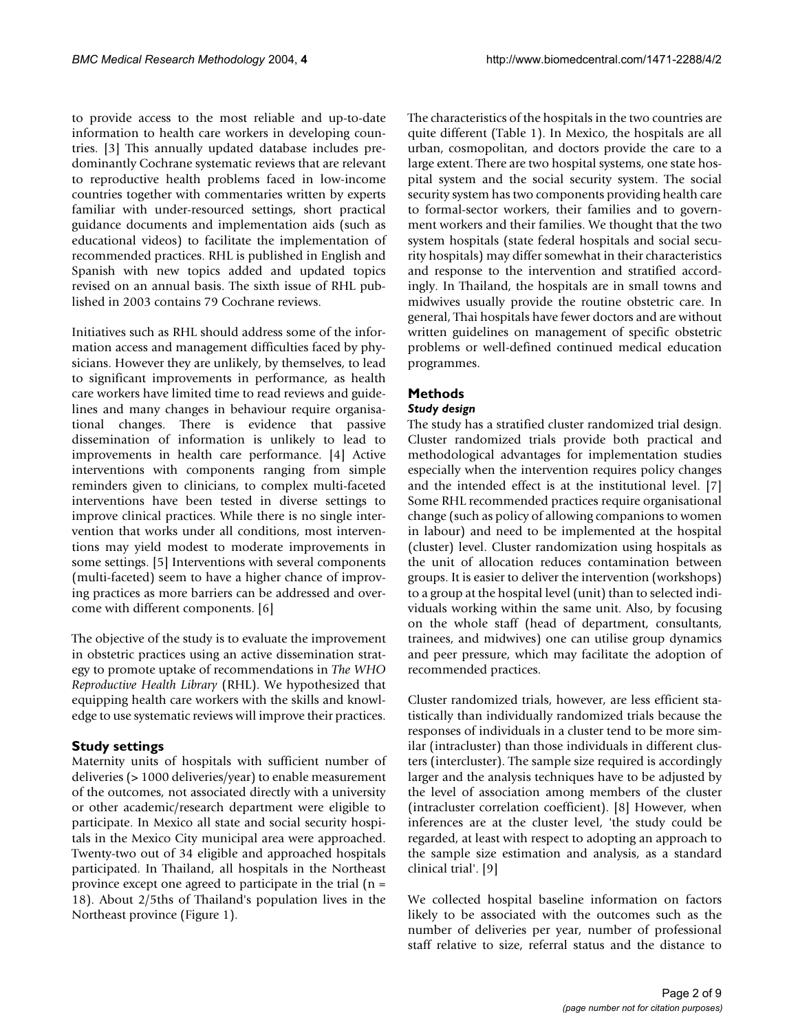to provide access to the most reliable and up-to-date information to health care workers in developing countries. [3] This annually updated database includes predominantly Cochrane systematic reviews that are relevant to reproductive health problems faced in low-income countries together with commentaries written by experts familiar with under-resourced settings, short practical guidance documents and implementation aids (such as educational videos) to facilitate the implementation of recommended practices. RHL is published in English and Spanish with new topics added and updated topics revised on an annual basis. The sixth issue of RHL published in 2003 contains 79 Cochrane reviews.

Initiatives such as RHL should address some of the information access and management difficulties faced by physicians. However they are unlikely, by themselves, to lead to significant improvements in performance, as health care workers have limited time to read reviews and guidelines and many changes in behaviour require organisational changes. There is evidence that passive dissemination of information is unlikely to lead to improvements in health care performance. [4] Active interventions with components ranging from simple reminders given to clinicians, to complex multi-faceted interventions have been tested in diverse settings to improve clinical practices. While there is no single intervention that works under all conditions, most interventions may yield modest to moderate improvements in some settings. [5] Interventions with several components (multi-faceted) seem to have a higher chance of improving practices as more barriers can be addressed and overcome with different components. [6]

The objective of the study is to evaluate the improvement in obstetric practices using an active dissemination strategy to promote uptake of recommendations in *The WHO Reproductive Health Library* (RHL). We hypothesized that equipping health care workers with the skills and knowledge to use systematic reviews will improve their practices.

## Study settings

Maternity units of hospitals with sufficient number of deliveries (> 1000 deliveries/year) to enable measurement of the outcomes, not associated directly with a university or other academic/research department were eligible to participate. In Mexico all state and social security hospitals in the Mexico City municipal area were approached. Twenty-two out of 34 eligible and approached hospitals participated. In Thailand, all hospitals in the Northeast province except one agreed to participate in the trial (n = 18). About 2/5ths of Thailand's population lives in the Northeast province (Figure 1).

The characteristics of the hospitals in the two countries are quite different (Table 1). In Mexico, the hospitals are all urban, cosmopolitan, and doctors provide the care to a large extent. There are two hospital systems, one state hospital system and the social security system. The social security system has two components providing health care to formal-sector workers, their families and to government workers and their families. We thought that the two system hospitals (state federal hospitals and social security hospitals) may differ somewhat in their characteristics and response to the intervention and stratified accordingly. In Thailand, the hospitals are in small towns and midwives usually provide the routine obstetric care. In general, Thai hospitals have fewer doctors and are without written guidelines on management of specific obstetric problems or well-defined continued medical education programmes.

## Methods

### *Study design*

The study has a stratified cluster randomized trial design. Cluster randomized trials provide both practical and methodological advantages for implementation studies especially when the intervention requires policy changes and the intended effect is at the institutional level. [7] Some RHL recommended practices require organisational change (such as policy of allowing companions to women in labour) and need to be implemented at the hospital (cluster) level. Cluster randomization using hospitals as the unit of allocation reduces contamination between groups. It is easier to deliver the intervention (workshops) to a group at the hospital level (unit) than to selected individuals working within the same unit. Also, by focusing on the whole staff (head of department, consultants, trainees, and midwives) one can utilise group dynamics and peer pressure, which may facilitate the adoption of recommended practices.

Cluster randomized trials, however, are less efficient statistically than individually randomized trials because the responses of individuals in a cluster tend to be more similar (intracluster) than those individuals in different clusters (intercluster). The sample size required is accordingly larger and the analysis techniques have to be adjusted by the level of association among members of the cluster (intracluster correlation coefficient). [8] However, when inferences are at the cluster level, 'the study could be regarded, at least with respect to adopting an approach to the sample size estimation and analysis, as a standard clinical trial'. [9]

We collected hospital baseline information on factors likely to be associated with the outcomes such as the number of deliveries per year, number of professional staff relative to size, referral status and the distance to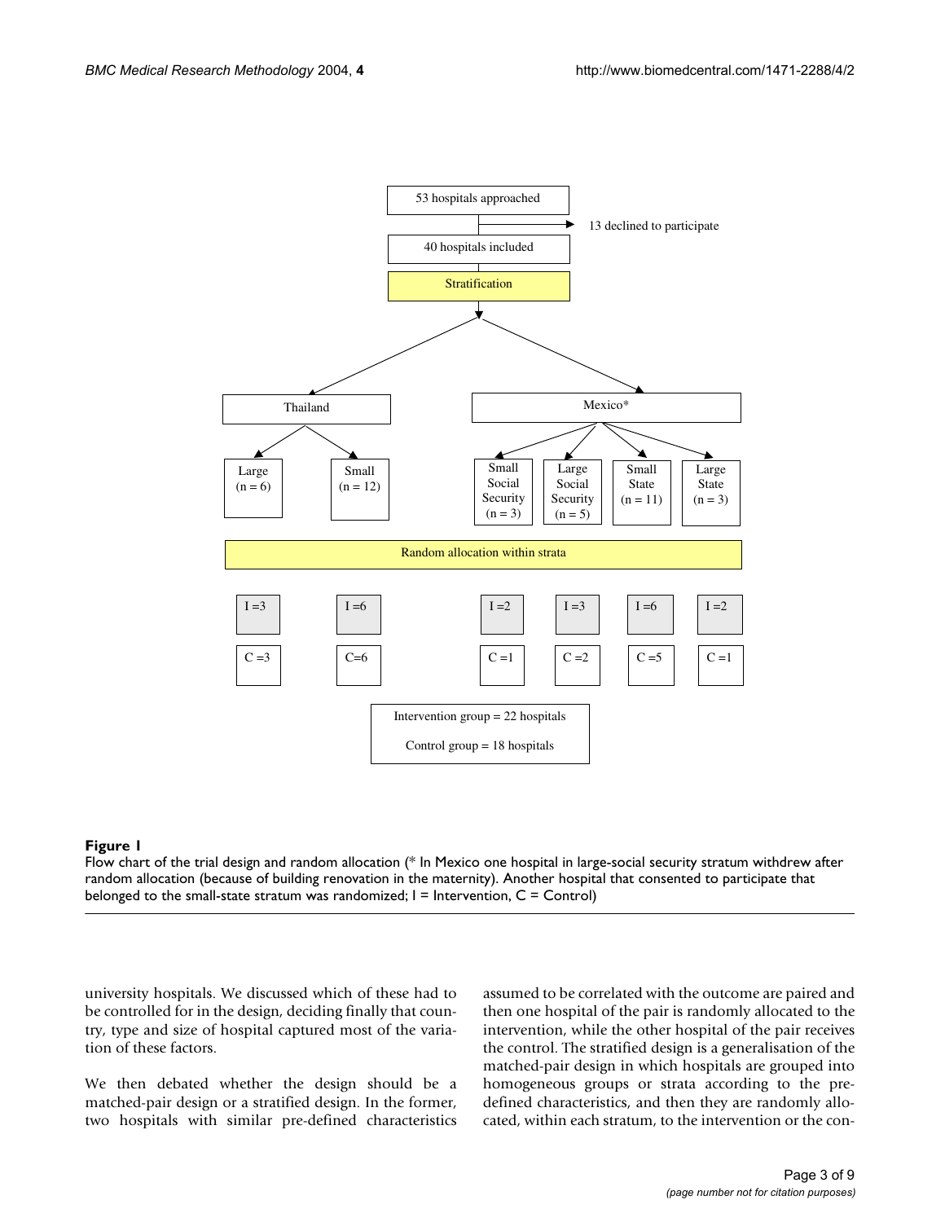53 hospitals approached

13 declined to participate

40 hospitals included

Stratification

Thailand

- Large (n = 6)
- Small (n = 12)

Mexico*

- Small Social Security (n = 3)
- Large Social Security (n = 5)
- Small State (n = 11)
- Large State (n = 3)

Random allocation within strata

| | Thailand Large | Thailand Small | Small Social Security | Large Social Security | Small State | Large State |
|---|---|---|---|---|---|---|
| I | 3 | 6 | 2 | 3 | 6 | 2 |
| C | 3 | 6 | 1 | 2 | 5 | 1 |

Intervention group = 22 hospitals

Control group = 18 hospitals

**Figure 1**

Flow chart of the trial design and random allocation (* In Mexico one hospital in large-social security stratum withdrew after random allocation (because of building renovation in the maternity). Another hospital that consented to participate that belonged to the small-state stratum was randomized; I = Intervention, C = Control)

university hospitals. We discussed which of these had to be controlled for in the design, deciding finally that country, type and size of hospital captured most of the variation of these factors.

We then debated whether the design should be a matched-pair design or a stratified design. In the former, two hospitals with similar pre-defined characteristics assumed to be correlated with the outcome are paired and then one hospital of the pair is randomly allocated to the intervention, while the other hospital of the pair receives the control. The stratified design is a generalisation of the matched-pair design in which hospitals are grouped into homogeneous groups or strata according to the pre-defined characteristics, and then they are randomly allocated, within each stratum, to the intervention or the con-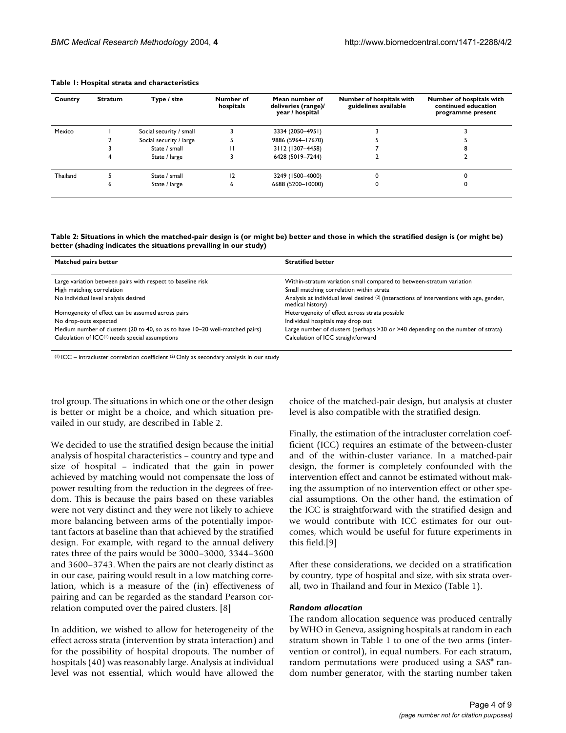**Table 1: Hospital strata and characteristics**

| Country | Stratum | Type / size | Number of hospitals | Mean number of deliveries (range)/ year / hospital | Number of hospitals with guidelines available | Number of hospitals with continued education programme present |
|---|---|---|---|---|---|---|
| Mexico | 1 | Social security / small | 3 | 3334 (2050–4951) | 3 | 3 |
| | 2 | Social security / large | 5 | 9886 (5964–17670) | 5 | 5 |
| | 3 | State / small | 11 | 3112 (1307–4458) | 7 | 8 |
| | 4 | State / large | 3 | 6428 (5019–7244) | 2 | 2 |
| Thailand | 5 | State / small | 12 | 3249 (1500–4000) | 0 | 0 |
| | 6 | State / large | 6 | 6688 (5200–10000) | 0 | 0 |

**Table 2: Situations in which the matched-pair design is (or might be) better and those in which the stratified design is (or might be) better (shading indicates the situations prevailing in our study)**

| Matched pairs better | Stratified better |
|---|---|
| Large variation between pairs with respect to baseline risk | Within-stratum variation small compared to between-stratum variation |
| High matching correlation | Small matching correlation within strata |
| No individual level analysis desired | Analysis at individual level desired (2) (interactions of interventions with age, gender, medical history) |
| Homogeneity of effect can be assumed across pairs | Heterogeneity of effect across strata possible |
| No drop-outs expected | Individual hospitals may drop out |
| Medium number of clusters (20 to 40, so as to have 10–20 well-matched pairs) | Large number of clusters (perhaps >30 or >40 depending on the number of strata) |
| Calculation of ICC(1) needs special assumptions | Calculation of ICC straightforward |

(1) ICC – intracluster correlation coefficient (2) Only as secondary analysis in our study

trol group. The situations in which one or the other design is better or might be a choice, and which situation prevailed in our study, are described in Table 2.

We decided to use the stratified design because the initial analysis of hospital characteristics – country and type and size of hospital – indicated that the gain in power achieved by matching would not compensate the loss of power resulting from the reduction in the degrees of freedom. This is because the pairs based on these variables were not very distinct and they were not likely to achieve more balancing between arms of the potentially important factors at baseline than that achieved by the stratified design. For example, with regard to the annual delivery rates three of the pairs would be 3000–3000, 3344–3600 and 3600–3743. When the pairs are not clearly distinct as in our case, pairing would result in a low matching correlation, which is a measure of the (in) effectiveness of pairing and can be regarded as the standard Pearson correlation computed over the paired clusters. [8]

In addition, we wished to allow for heterogeneity of the effect across strata (intervention by strata interaction) and for the possibility of hospital dropouts. The number of hospitals (40) was reasonably large. Analysis at individual level was not essential, which would have allowed the choice of the matched-pair design, but analysis at cluster level is also compatible with the stratified design.

Finally, the estimation of the intracluster correlation coefficient (ICC) requires an estimate of the between-cluster and of the within-cluster variance. In a matched-pair design, the former is completely confounded with the intervention effect and cannot be estimated without making the assumption of no intervention effect or other special assumptions. On the other hand, the estimation of the ICC is straightforward with the stratified design and we would contribute with ICC estimates for our outcomes, which would be useful for future experiments in this field.[9]

After these considerations, we decided on a stratification by country, type of hospital and size, with six strata overall, two in Thailand and four in Mexico (Table 1).

### *Random allocation*

The random allocation sequence was produced centrally by WHO in Geneva, assigning hospitals at random in each stratum shown in Table 1 to one of the two arms (intervention or control), in equal numbers. For each stratum, random permutations were produced using a SAS® random number generator, with the starting number taken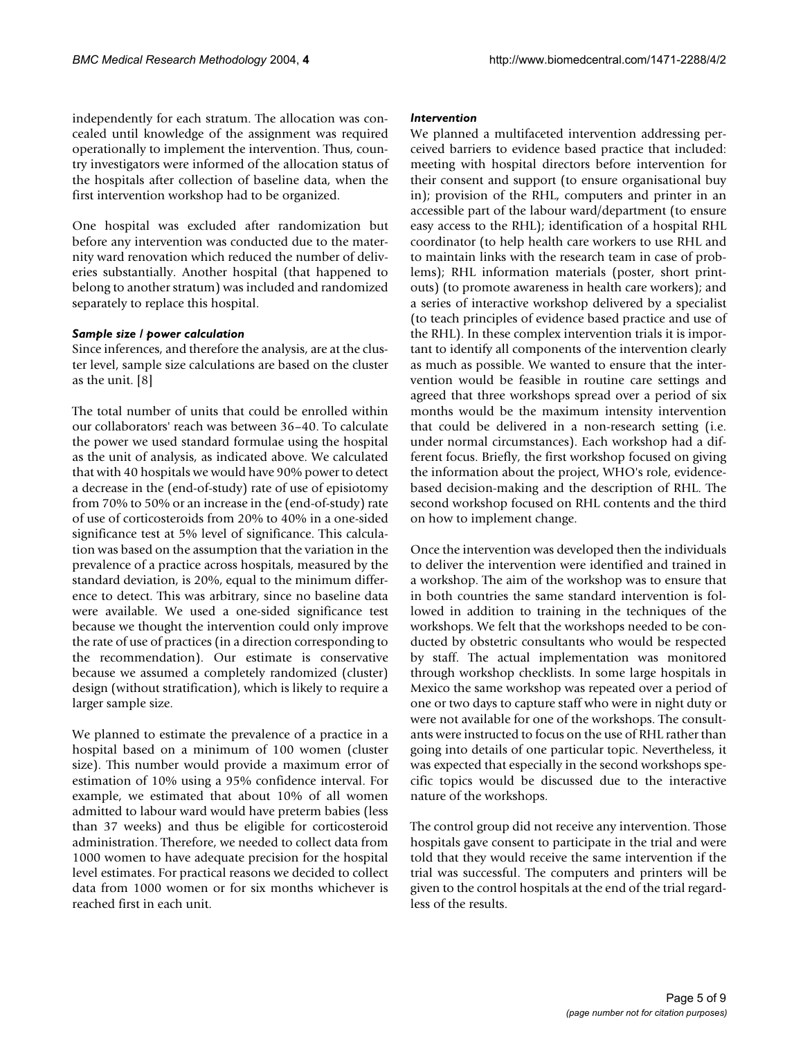independently for each stratum. The allocation was concealed until knowledge of the assignment was required operationally to implement the intervention. Thus, country investigators were informed of the allocation status of the hospitals after collection of baseline data, when the first intervention workshop had to be organized.

One hospital was excluded after randomization but before any intervention was conducted due to the maternity ward renovation which reduced the number of deliveries substantially. Another hospital (that happened to belong to another stratum) was included and randomized separately to replace this hospital.

### *Sample size / power calculation*

Since inferences, and therefore the analysis, are at the cluster level, sample size calculations are based on the cluster as the unit. [8]

The total number of units that could be enrolled within our collaborators' reach was between 36–40. To calculate the power we used standard formulae using the hospital as the unit of analysis, as indicated above. We calculated that with 40 hospitals we would have 90% power to detect a decrease in the (end-of-study) rate of use of episiotomy from 70% to 50% or an increase in the (end-of-study) rate of use of corticosteroids from 20% to 40% in a one-sided significance test at 5% level of significance. This calculation was based on the assumption that the variation in the prevalence of a practice across hospitals, measured by the standard deviation, is 20%, equal to the minimum difference to detect. This was arbitrary, since no baseline data were available. We used a one-sided significance test because we thought the intervention could only improve the rate of use of practices (in a direction corresponding to the recommendation). Our estimate is conservative because we assumed a completely randomized (cluster) design (without stratification), which is likely to require a larger sample size.

We planned to estimate the prevalence of a practice in a hospital based on a minimum of 100 women (cluster size). This number would provide a maximum error of estimation of 10% using a 95% confidence interval. For example, we estimated that about 10% of all women admitted to labour ward would have preterm babies (less than 37 weeks) and thus be eligible for corticosteroid administration. Therefore, we needed to collect data from 1000 women to have adequate precision for the hospital level estimates. For practical reasons we decided to collect data from 1000 women or for six months whichever is reached first in each unit.

### *Intervention*

We planned a multifaceted intervention addressing perceived barriers to evidence based practice that included: meeting with hospital directors before intervention for their consent and support (to ensure organisational buy in); provision of the RHL, computers and printer in an accessible part of the labour ward/department (to ensure easy access to the RHL); identification of a hospital RHL coordinator (to help health care workers to use RHL and to maintain links with the research team in case of problems); RHL information materials (poster, short printouts) (to promote awareness in health care workers); and a series of interactive workshop delivered by a specialist (to teach principles of evidence based practice and use of the RHL). In these complex intervention trials it is important to identify all components of the intervention clearly as much as possible. We wanted to ensure that the intervention would be feasible in routine care settings and agreed that three workshops spread over a period of six months would be the maximum intensity intervention that could be delivered in a non-research setting (i.e. under normal circumstances). Each workshop had a different focus. Briefly, the first workshop focused on giving the information about the project, WHO's role, evidence-based decision-making and the description of RHL. The second workshop focused on RHL contents and the third on how to implement change.

Once the intervention was developed then the individuals to deliver the intervention were identified and trained in a workshop. The aim of the workshop was to ensure that in both countries the same standard intervention is followed in addition to training in the techniques of the workshops. We felt that the workshops needed to be conducted by obstetric consultants who would be respected by staff. The actual implementation was monitored through workshop checklists. In some large hospitals in Mexico the same workshop was repeated over a period of one or two days to capture staff who were in night duty or were not available for one of the workshops. The consultants were instructed to focus on the use of RHL rather than going into details of one particular topic. Nevertheless, it was expected that especially in the second workshops specific topics would be discussed due to the interactive nature of the workshops.

The control group did not receive any intervention. Those hospitals gave consent to participate in the trial and were told that they would receive the same intervention if the trial was successful. The computers and printers will be given to the control hospitals at the end of the trial regardless of the results.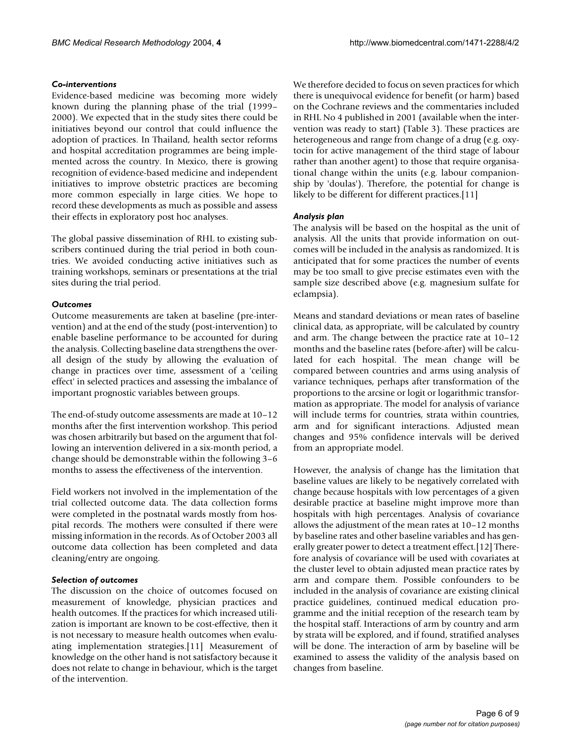### *Co-interventions*

Evidence-based medicine was becoming more widely known during the planning phase of the trial (1999–2000). We expected that in the study sites there could be initiatives beyond our control that could influence the adoption of practices. In Thailand, health sector reforms and hospital accreditation programmes are being implemented across the country. In Mexico, there is growing recognition of evidence-based medicine and independent initiatives to improve obstetric practices are becoming more common especially in large cities. We hope to record these developments as much as possible and assess their effects in exploratory post hoc analyses.

The global passive dissemination of RHL to existing subscribers continued during the trial period in both countries. We avoided conducting active initiatives such as training workshops, seminars or presentations at the trial sites during the trial period.

### *Outcomes*

Outcome measurements are taken at baseline (pre-intervention) and at the end of the study (post-intervention) to enable baseline performance to be accounted for during the analysis. Collecting baseline data strengthens the overall design of the study by allowing the evaluation of change in practices over time, assessment of a 'ceiling effect' in selected practices and assessing the imbalance of important prognostic variables between groups.

The end-of-study outcome assessments are made at 10–12 months after the first intervention workshop. This period was chosen arbitrarily but based on the argument that following an intervention delivered in a six-month period, a change should be demonstrable within the following 3–6 months to assess the effectiveness of the intervention.

Field workers not involved in the implementation of the trial collected outcome data. The data collection forms were completed in the postnatal wards mostly from hospital records. The mothers were consulted if there were missing information in the records. As of October 2003 all outcome data collection has been completed and data cleaning/entry are ongoing.

### *Selection of outcomes*

The discussion on the choice of outcomes focused on measurement of knowledge, physician practices and health outcomes. If the practices for which increased utilization is important are known to be cost-effective, then it is not necessary to measure health outcomes when evaluating implementation strategies.[11] Measurement of knowledge on the other hand is not satisfactory because it does not relate to change in behaviour, which is the target of the intervention.

We therefore decided to focus on seven practices for which there is unequivocal evidence for benefit (or harm) based on the Cochrane reviews and the commentaries included in RHL No 4 published in 2001 (available when the intervention was ready to start) (Table 3). These practices are heterogeneous and range from change of a drug (e.g. oxytocin for active management of the third stage of labour rather than another agent) to those that require organisational change within the units (e.g. labour companionship by 'doulas'). Therefore, the potential for change is likely to be different for different practices.[11]

### *Analysis plan*

The analysis will be based on the hospital as the unit of analysis. All the units that provide information on outcomes will be included in the analysis as randomized. It is anticipated that for some practices the number of events may be too small to give precise estimates even with the sample size described above (e.g. magnesium sulfate for eclampsia).

Means and standard deviations or mean rates of baseline clinical data, as appropriate, will be calculated by country and arm. The change between the practice rate at 10–12 months and the baseline rates (before-after) will be calculated for each hospital. The mean change will be compared between countries and arms using analysis of variance techniques, perhaps after transformation of the proportions to the arcsine or logit or logarithmic transformation as appropriate. The model for analysis of variance will include terms for countries, strata within countries, arm and for significant interactions. Adjusted mean changes and 95% confidence intervals will be derived from an appropriate model.

However, the analysis of change has the limitation that baseline values are likely to be negatively correlated with change because hospitals with low percentages of a given desirable practice at baseline might improve more than hospitals with high percentages. Analysis of covariance allows the adjustment of the mean rates at 10–12 months by baseline rates and other baseline variables and has generally greater power to detect a treatment effect.[12] Therefore analysis of covariance will be used with covariates at the cluster level to obtain adjusted mean practice rates by arm and compare them. Possible confounders to be included in the analysis of covariance are existing clinical practice guidelines, continued medical education programme and the initial reception of the research team by the hospital staff. Interactions of arm by country and arm by strata will be explored, and if found, stratified analyses will be done. The interaction of arm by baseline will be examined to assess the validity of the analysis based on changes from baseline.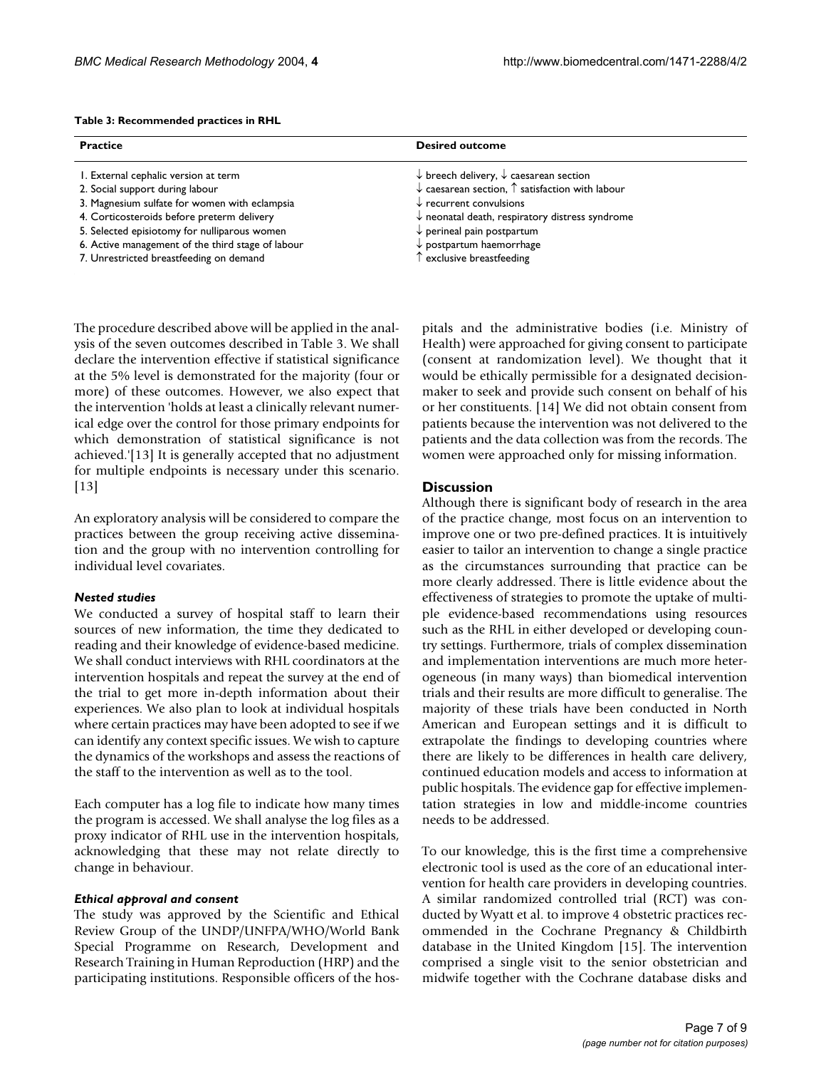**Table 3: Recommended practices in RHL**

| Practice | Desired outcome |
| --- | --- |
| 1. External cephalic version at term | ↓ breech delivery, ↓ caesarean section |
| 2. Social support during labour | ↓ caesarean section, ↑ satisfaction with labour |
| 3. Magnesium sulfate for women with eclampsia | ↓ recurrent convulsions |
| 4. Corticosteroids before preterm delivery | ↓ neonatal death, respiratory distress syndrome |
| 5. Selected episiotomy for nulliparous women | ↓ perineal pain postpartum |
| 6. Active management of the third stage of labour | ↓ postpartum haemorrhage |
| 7. Unrestricted breastfeeding on demand | ↑ exclusive breastfeeding |

The procedure described above will be applied in the analysis of the seven outcomes described in Table 3. We shall declare the intervention effective if statistical significance at the 5% level is demonstrated for the majority (four or more) of these outcomes. However, we also expect that the intervention 'holds at least a clinically relevant numerical edge over the control for those primary endpoints for which demonstration of statistical significance is not achieved.'[13] It is generally accepted that no adjustment for multiple endpoints is necessary under this scenario. [13]

An exploratory analysis will be considered to compare the practices between the group receiving active dissemination and the group with no intervention controlling for individual level covariates.

### *Nested studies*

We conducted a survey of hospital staff to learn their sources of new information, the time they dedicated to reading and their knowledge of evidence-based medicine. We shall conduct interviews with RHL coordinators at the intervention hospitals and repeat the survey at the end of the trial to get more in-depth information about their experiences. We also plan to look at individual hospitals where certain practices may have been adopted to see if we can identify any context specific issues. We wish to capture the dynamics of the workshops and assess the reactions of the staff to the intervention as well as to the tool.

Each computer has a log file to indicate how many times the program is accessed. We shall analyse the log files as a proxy indicator of RHL use in the intervention hospitals, acknowledging that these may not relate directly to change in behaviour.

### *Ethical approval and consent*

The study was approved by the Scientific and Ethical Review Group of the UNDP/UNFPA/WHO/World Bank Special Programme on Research, Development and Research Training in Human Reproduction (HRP) and the participating institutions. Responsible officers of the hospitals and the administrative bodies (i.e. Ministry of Health) were approached for giving consent to participate (consent at randomization level). We thought that it would be ethically permissible for a designated decision-maker to seek and provide such consent on behalf of his or her constituents. [14] We did not obtain consent from patients because the intervention was not delivered to the patients and the data collection was from the records. The women were approached only for missing information.

## Discussion

Although there is significant body of research in the area of the practice change, most focus on an intervention to improve one or two pre-defined practices. It is intuitively easier to tailor an intervention to change a single practice as the circumstances surrounding that practice can be more clearly addressed. There is little evidence about the effectiveness of strategies to promote the uptake of multiple evidence-based recommendations using resources such as the RHL in either developed or developing country settings. Furthermore, trials of complex dissemination and implementation interventions are much more heterogeneous (in many ways) than biomedical intervention trials and their results are more difficult to generalise. The majority of these trials have been conducted in North American and European settings and it is difficult to extrapolate the findings to developing countries where there are likely to be differences in health care delivery, continued education models and access to information at public hospitals. The evidence gap for effective implementation strategies in low and middle-income countries needs to be addressed.

To our knowledge, this is the first time a comprehensive electronic tool is used as the core of an educational intervention for health care providers in developing countries. A similar randomized controlled trial (RCT) was conducted by Wyatt et al. to improve 4 obstetric practices recommended in the Cochrane Pregnancy & Childbirth database in the United Kingdom [15]. The intervention comprised a single visit to the senior obstetrician and midwife together with the Cochrane database disks and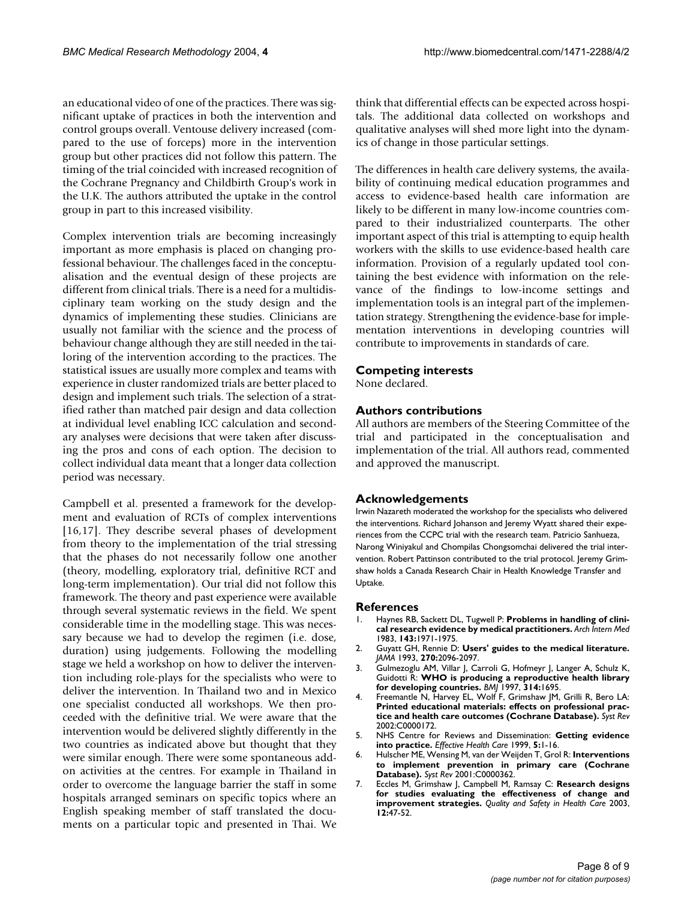an educational video of one of the practices. There was significant uptake of practices in both the intervention and control groups overall. Ventouse delivery increased (compared to the use of forceps) more in the intervention group but other practices did not follow this pattern. The timing of the trial coincided with increased recognition of the Cochrane Pregnancy and Childbirth Group's work in the U.K. The authors attributed the uptake in the control group in part to this increased visibility.

Complex intervention trials are becoming increasingly important as more emphasis is placed on changing professional behaviour. The challenges faced in the conceptualisation and the eventual design of these projects are different from clinical trials. There is a need for a multidisciplinary team working on the study design and the dynamics of implementing these studies. Clinicians are usually not familiar with the science and the process of behaviour change although they are still needed in the tailoring of the intervention according to the practices. The statistical issues are usually more complex and teams with experience in cluster randomized trials are better placed to design and implement such trials. The selection of a stratified rather than matched pair design and data collection at individual level enabling ICC calculation and secondary analyses were decisions that were taken after discussing the pros and cons of each option. The decision to collect individual data meant that a longer data collection period was necessary.

Campbell et al. presented a framework for the development and evaluation of RCTs of complex interventions [16,17]. They describe several phases of development from theory to the implementation of the trial stressing that the phases do not necessarily follow one another (theory, modelling, exploratory trial, definitive RCT and long-term implementation). Our trial did not follow this framework. The theory and past experience were available through several systematic reviews in the field. We spent considerable time in the modelling stage. This was necessary because we had to develop the regimen (i.e. dose, duration) using judgements. Following the modelling stage we held a workshop on how to deliver the intervention including role-plays for the specialists who were to deliver the intervention. In Thailand two and in Mexico one specialist conducted all workshops. We then proceeded with the definitive trial. We were aware that the intervention would be delivered slightly differently in the two countries as indicated above but thought that they were similar enough. There were some spontaneous add-on activities at the centres. For example in Thailand in order to overcome the language barrier the staff in some hospitals arranged seminars on specific topics where an English speaking member of staff translated the documents on a particular topic and presented in Thai. We think that differential effects can be expected across hospitals. The additional data collected on workshops and qualitative analyses will shed more light into the dynamics of change in those particular settings.

The differences in health care delivery systems, the availability of continuing medical education programmes and access to evidence-based health care information are likely to be different in many low-income countries compared to their industrialized counterparts. The other important aspect of this trial is attempting to equip health workers with the skills to use evidence-based health care information. Provision of a regularly updated tool containing the best evidence with information on the relevance of the findings to low-income settings and implementation tools is an integral part of the implementation strategy. Strengthening the evidence-base for implementation interventions in developing countries will contribute to improvements in standards of care.

## Competing interests

None declared.

## Authors contributions

All authors are members of the Steering Committee of the trial and participated in the conceptualisation and implementation of the trial. All authors read, commented and approved the manuscript.

## Acknowledgements

Irwin Nazareth moderated the workshop for the specialists who delivered the interventions. Richard Johanson and Jeremy Wyatt shared their experiences from the CCPC trial with the research team. Patricio Sanhueza, Narong Winiyakul and Chompilas Chongsomchai delivered the trial intervention. Robert Pattinson contributed to the trial protocol. Jeremy Grimshaw holds a Canada Research Chair in Health Knowledge Transfer and Uptake.

## References

1. Haynes RB, Sackett DL, Tugwell P: **Problems in handling of clinical research evidence by medical practitioners.** *Arch Intern Med* 1983, **143:**1971-1975.
2. Guyatt GH, Rennie D: **Users' guides to the medical literature.** *JAMA* 1993, **270:**2096-2097.
3. Gulmezoglu AM, Villar J, Carroli G, Hofmeyr J, Langer A, Schulz K, Guidotti R: **WHO is producing a reproductive health library for developing countries.** *BMJ* 1997, **314:**1695.
4. Freemantle N, Harvey EL, Wolf F, Grimshaw JM, Grilli R, Bero LA: **Printed educational materials: effects on professional practice and health care outcomes (Cochrane Database).** *Syst Rev* 2002:C0000172.
5. NHS Centre for Reviews and Dissemination: **Getting evidence into practice.** *Effective Health Care* 1999, **5:**1-16.
6. Hulscher ME, Wensing M, van der Weijden T, Grol R: **Interventions to implement prevention in primary care (Cochrane Database).** *Syst Rev* 2001:C0000362.
7. Eccles M, Grimshaw J, Campbell M, Ramsay C: **Research designs for studies evaluating the effectiveness of change and improvement strategies.** *Quality and Safety in Health Care* 2003, **12:**47-52.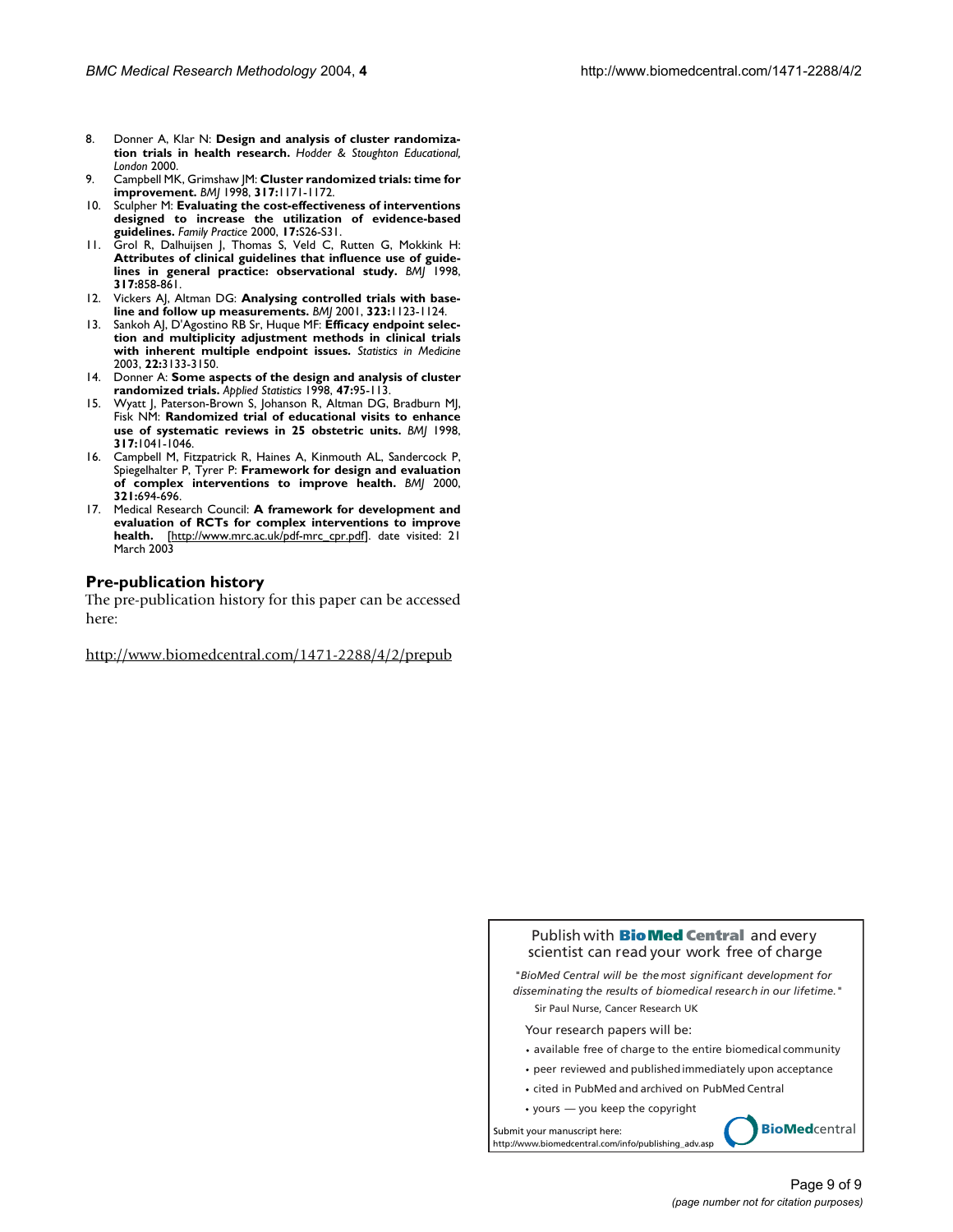8. Donner A, Klar N: **Design and analysis of cluster randomization trials in health research.** *Hodder & Stoughton Educational, London* 2000.
9. Campbell MK, Grimshaw JM: **Cluster randomized trials: time for improvement.** *BMJ* 1998, **317:**1171-1172.
10. Sculpher M: **Evaluating the cost-effectiveness of interventions designed to increase the utilization of evidence-based guidelines.** *Family Practice* 2000, **17:**S26-S31.
11. Grol R, Dalhuijsen J, Thomas S, Veld C, Rutten G, Mokkink H: **Attributes of clinical guidelines that influence use of guidelines in general practice: observational study.** *BMJ* 1998, **317:**858-861.
12. Vickers AJ, Altman DG: **Analysing controlled trials with baseline and follow up measurements.** *BMJ* 2001, **323:**1123-1124.
13. Sankoh AJ, D'Agostino RB Sr, Huque MF: **Efficacy endpoint selection and multiplicity adjustment methods in clinical trials with inherent multiple endpoint issues.** *Statistics in Medicine* 2003, **22:**3133-3150.
14. Donner A: **Some aspects of the design and analysis of cluster randomized trials.** *Applied Statistics* 1998, **47:**95-113.
15. Wyatt J, Paterson-Brown S, Johanson R, Altman DG, Bradburn MJ, Fisk NM: **Randomized trial of educational visits to enhance use of systematic reviews in 25 obstetric units.** *BMJ* 1998, **317:**1041-1046.
16. Campbell M, Fitzpatrick R, Haines A, Kinmouth AL, Sandercock P, Spiegelhalter P, Tyrer P: **Framework for design and evaluation of complex interventions to improve health.** *BMJ* 2000, **321:**694-696.
17. Medical Research Council: **A framework for development and evaluation of RCTs for complex interventions to improve health.** [http://www.mrc.ac.uk/pdf-mrc_cpr.pdf]. date visited: 21 March 2003

## Pre-publication history

The pre-publication history for this paper can be accessed here:

http://www.biomedcentral.com/1471-2288/4/2/prepub

Publish with **BioMed Central** and every scientist can read your work free of charge

*"BioMed Central will be the most significant development for disseminating the results of biomedical research in our lifetime."*
Sir Paul Nurse, Cancer Research UK

Your research papers will be:

- available free of charge to the entire biomedical community
- peer reviewed and published immediately upon acceptance
- cited in PubMed and archived on PubMed Central
- yours — you keep the copyright

Submit your manuscript here:
http://www.biomedcentral.com/info/publishing_adv.asp

**BioMed**central